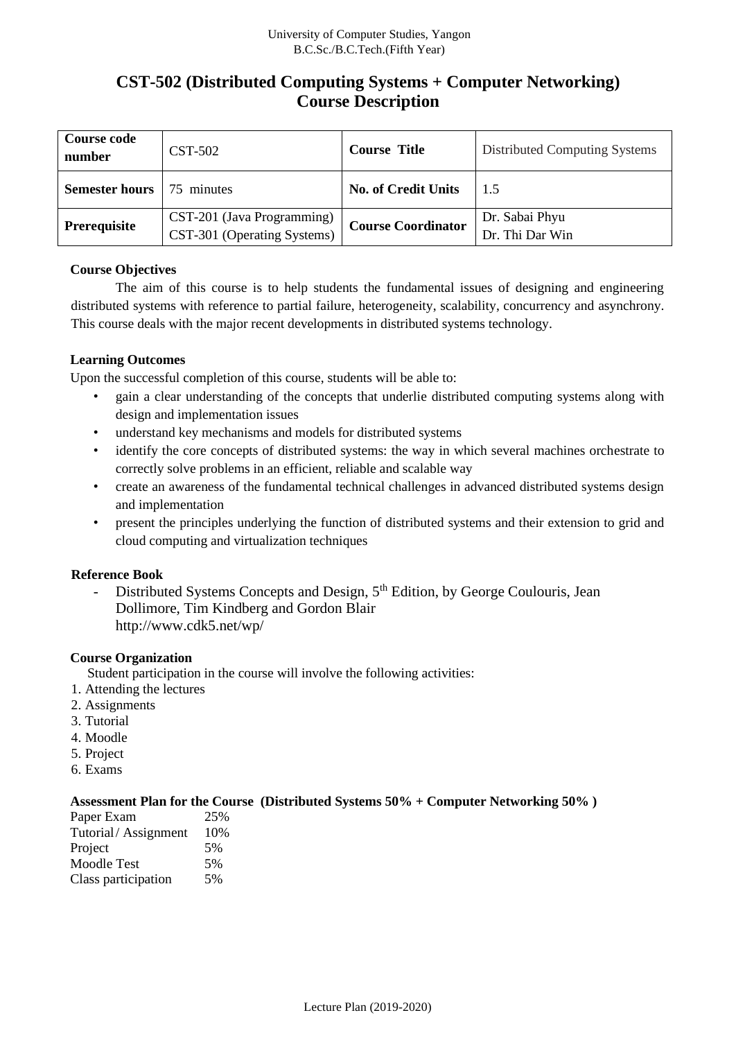University of Computer Studies, Yangon
B.C.Sc./B.C.Tech.(Fifth Year)

# CST-502 (Distributed Computing Systems + Computer Networking) Course Description

| Course code number | CST-502 | Course Title | Distributed Computing Systems |
|---|---|---|---|
| Semester hours | 75 minutes | No. of Credit Units | 1.5 |
| Prerequisite | CST-201 (Java Programming)<br>CST-301 (Operating Systems) | Course Coordinator | Dr. Sabai Phyu<br>Dr. Thi Dar Win |

**Course Objectives**

The aim of this course is to help students the fundamental issues of designing and engineering distributed systems with reference to partial failure, heterogeneity, scalability, concurrency and asynchrony. This course deals with the major recent developments in distributed systems technology.

**Learning Outcomes**

Upon the successful completion of this course, students will be able to:

- gain a clear understanding of the concepts that underlie distributed computing systems along with design and implementation issues
- understand key mechanisms and models for distributed systems
- identify the core concepts of distributed systems: the way in which several machines orchestrate to correctly solve problems in an efficient, reliable and scalable way
- create an awareness of the fundamental technical challenges in advanced distributed systems design and implementation
- present the principles underlying the function of distributed systems and their extension to grid and cloud computing and virtualization techniques

**Reference Book**

- Distributed Systems Concepts and Design, 5th Edition, by George Coulouris, Jean Dollimore, Tim Kindberg and Gordon Blair
  http://www.cdk5.net/wp/

**Course Organization**

Student participation in the course will involve the following activities:

1. Attending the lectures
2. Assignments
3. Tutorial
4. Moodle
5. Project
6. Exams

**Assessment Plan for the Course (Distributed Systems 50% + Computer Networking 50% )**

| | |
|---|---|
| Paper Exam | 25% |
| Tutorial/ Assignment | 10% |
| Project | 5% |
| Moodle Test | 5% |
| Class participation | 5% |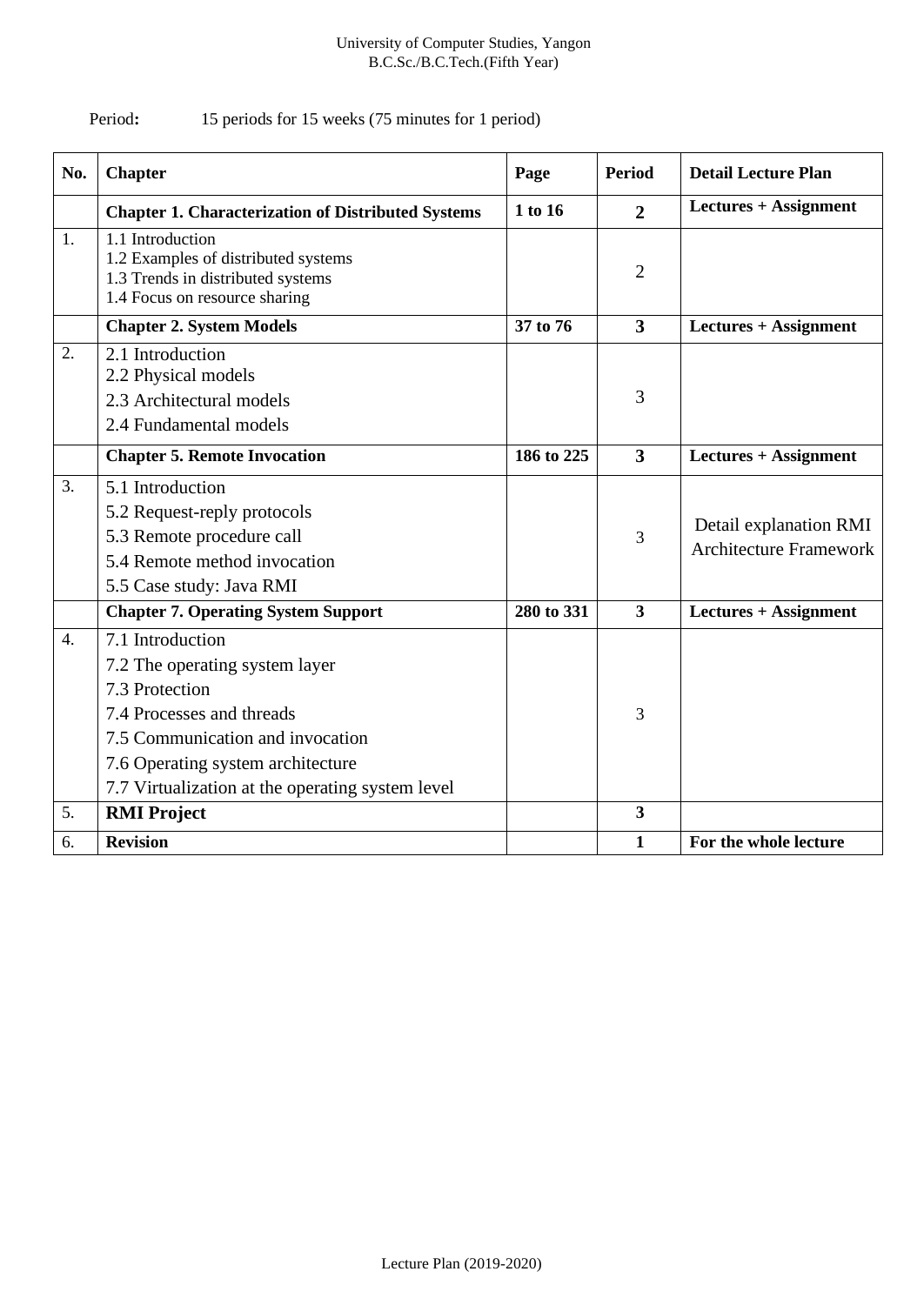Period**:** 15 periods for 15 weeks (75 minutes for 1 period)

| No. | Chapter | Page | Period | Detail Lecture Plan |
|---|---|---|---|---|
| | **Chapter 1. Characterization of Distributed Systems** | **1 to 16** | **2** | **Lectures + Assignment** |
| 1. | 1.1 Introduction<br>1.2 Examples of distributed systems<br>1.3 Trends in distributed systems<br>1.4 Focus on resource sharing | | 2 | |
| | **Chapter 2. System Models** | **37 to 76** | **3** | **Lectures + Assignment** |
| 2. | 2.1 Introduction<br>2.2 Physical models<br>2.3 Architectural models<br>2.4 Fundamental models | | 3 | |
| | **Chapter 5. Remote Invocation** | **186 to 225** | **3** | **Lectures + Assignment** |
| 3. | 5.1 Introduction<br>5.2 Request-reply protocols<br>5.3 Remote procedure call<br>5.4 Remote method invocation<br>5.5 Case study: Java RMI | | 3 | Detail explanation RMI Architecture Framework |
| | **Chapter 7. Operating System Support** | **280 to 331** | **3** | **Lectures + Assignment** |
| 4. | 7.1 Introduction<br>7.2 The operating system layer<br>7.3 Protection<br>7.4 Processes and threads<br>7.5 Communication and invocation<br>7.6 Operating system architecture<br>7.7 Virtualization at the operating system level | | 3 | |
| 5. | **RMI Project** | | **3** | |
| 6. | **Revision** | | **1** | **For the whole lecture** |